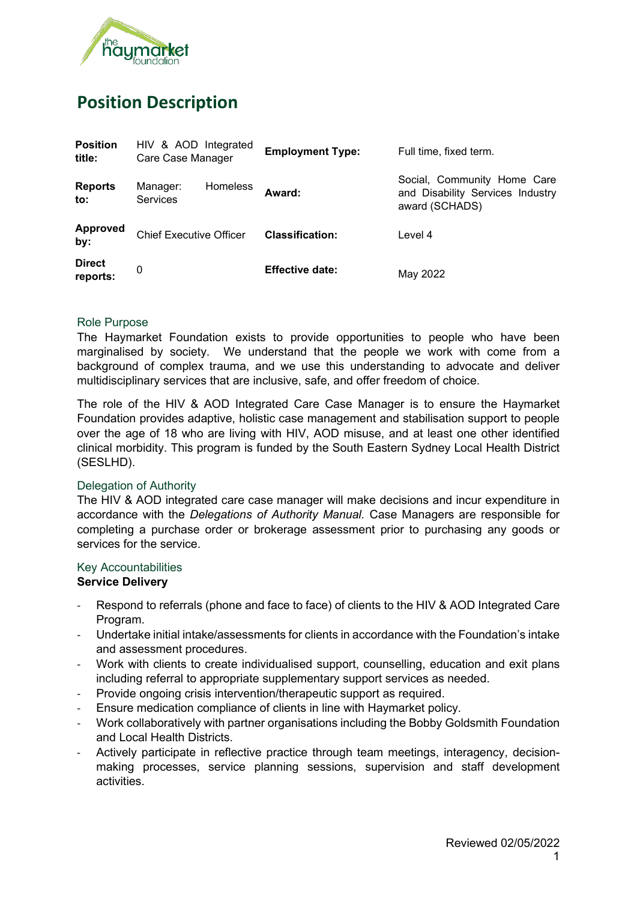# Position Description

| **Position title:** | HIV & AOD Integrated Care Case Manager | **Employment Type:** | Full time, fixed term. |
|---|---|---|---|
| **Reports to:** | Manager: Homeless Services | **Award:** | Social, Community Home Care and Disability Services Industry award (SCHADS) |
| **Approved by:** | Chief Executive Officer | **Classification:** | Level 4 |
| **Direct reports:** | 0 | **Effective date:** | May 2022 |

## Role Purpose

The Haymarket Foundation exists to provide opportunities to people who have been marginalised by society. We understand that the people we work with come from a background of complex trauma, and we use this understanding to advocate and deliver multidisciplinary services that are inclusive, safe, and offer freedom of choice.

The role of the HIV & AOD Integrated Care Case Manager is to ensure the Haymarket Foundation provides adaptive, holistic case management and stabilisation support to people over the age of 18 who are living with HIV, AOD misuse, and at least one other identified clinical morbidity. This program is funded by the South Eastern Sydney Local Health District (SESLHD).

## Delegation of Authority

The HIV & AOD integrated care case manager will make decisions and incur expenditure in accordance with the *Delegations of Authority Manual.* Case Managers are responsible for completing a purchase order or brokerage assessment prior to purchasing any goods or services for the service.

## Key Accountabilities

**Service Delivery**

- Respond to referrals (phone and face to face) of clients to the HIV & AOD Integrated Care Program.
- Undertake initial intake/assessments for clients in accordance with the Foundation's intake and assessment procedures.
- Work with clients to create individualised support, counselling, education and exit plans including referral to appropriate supplementary support services as needed.
- Provide ongoing crisis intervention/therapeutic support as required.
- Ensure medication compliance of clients in line with Haymarket policy.
- Work collaboratively with partner organisations including the Bobby Goldsmith Foundation and Local Health Districts.
- Actively participate in reflective practice through team meetings, interagency, decision-making processes, service planning sessions, supervision and staff development activities.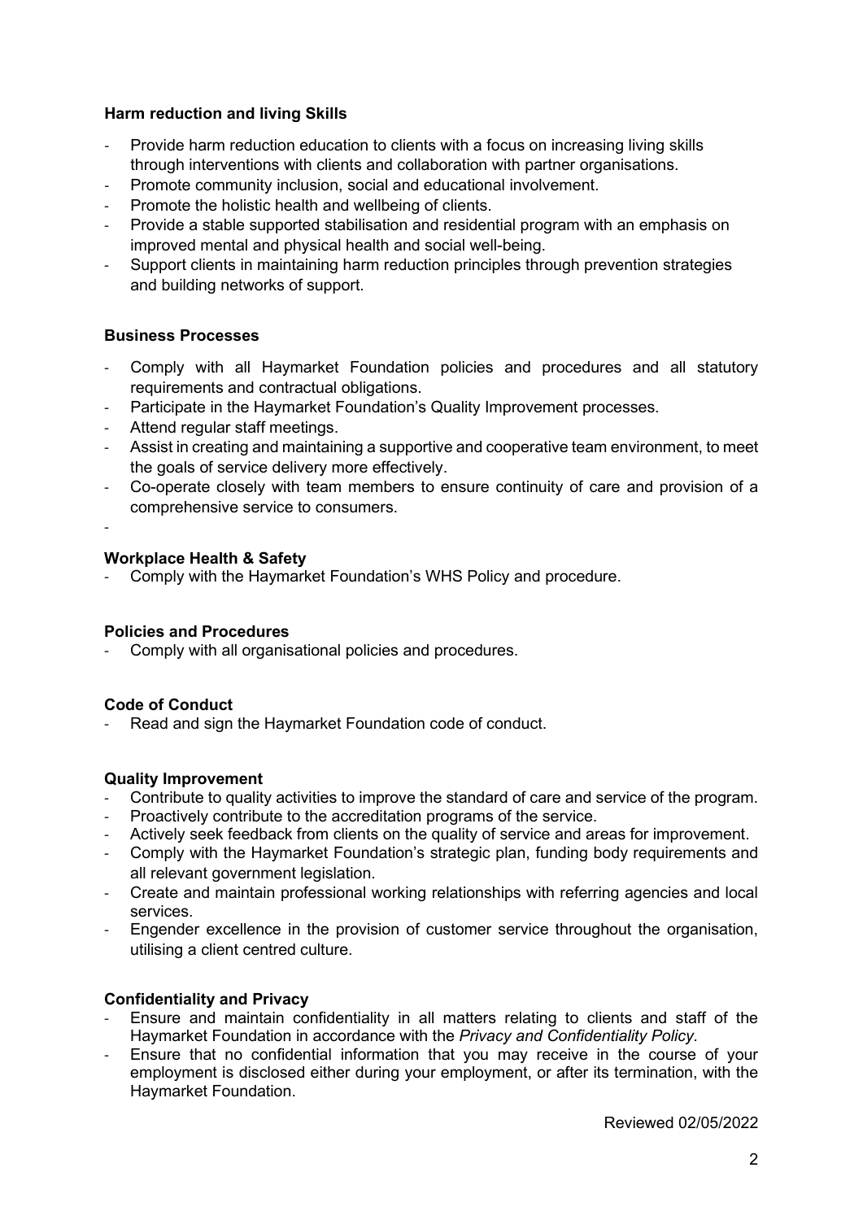**Harm reduction and living Skills**

- Provide harm reduction education to clients with a focus on increasing living skills through interventions with clients and collaboration with partner organisations.
- Promote community inclusion, social and educational involvement.
- Promote the holistic health and wellbeing of clients.
- Provide a stable supported stabilisation and residential program with an emphasis on improved mental and physical health and social well-being.
- Support clients in maintaining harm reduction principles through prevention strategies and building networks of support.

**Business Processes**

- Comply with all Haymarket Foundation policies and procedures and all statutory requirements and contractual obligations.
- Participate in the Haymarket Foundation's Quality Improvement processes.
- Attend regular staff meetings.
- Assist in creating and maintaining a supportive and cooperative team environment, to meet the goals of service delivery more effectively.
- Co-operate closely with team members to ensure continuity of care and provision of a comprehensive service to consumers.

**Workplace Health & Safety**

- Comply with the Haymarket Foundation's WHS Policy and procedure.

**Policies and Procedures**

- Comply with all organisational policies and procedures.

**Code of Conduct**

- Read and sign the Haymarket Foundation code of conduct.

**Quality Improvement**

- Contribute to quality activities to improve the standard of care and service of the program.
- Proactively contribute to the accreditation programs of the service.
- Actively seek feedback from clients on the quality of service and areas for improvement.
- Comply with the Haymarket Foundation's strategic plan, funding body requirements and all relevant government legislation.
- Create and maintain professional working relationships with referring agencies and local services.
- Engender excellence in the provision of customer service throughout the organisation, utilising a client centred culture.

**Confidentiality and Privacy**

- Ensure and maintain confidentiality in all matters relating to clients and staff of the Haymarket Foundation in accordance with the *Privacy and Confidentiality Policy.*
- Ensure that no confidential information that you may receive in the course of your employment is disclosed either during your employment, or after its termination, with the Haymarket Foundation.

Reviewed 02/05/2022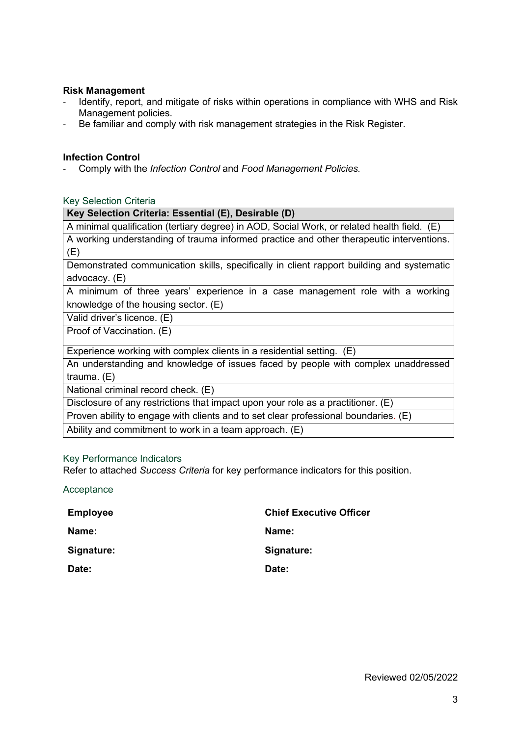**Risk Management**

- Identify, report, and mitigate of risks within operations in compliance with WHS and Risk Management policies.
- Be familiar and comply with risk management strategies in the Risk Register.

**Infection Control**

- Comply with the *Infection Control* and *Food Management Policies.*

## Key Selection Criteria

| **Key Selection Criteria: Essential (E), Desirable (D)** |
|---|
| A minimal qualification (tertiary degree) in AOD, Social Work, or related health field. (E) |
| A working understanding of trauma informed practice and other therapeutic interventions. (E) |
| Demonstrated communication skills, specifically in client rapport building and systematic advocacy. (E) |
| A minimum of three years' experience in a case management role with a working knowledge of the housing sector. (E) |
| Valid driver's licence. (E) |
| Proof of Vaccination. (E) |
| Experience working with complex clients in a residential setting. (E) |
| An understanding and knowledge of issues faced by people with complex unaddressed trauma. (E) |
| National criminal record check. (E) |
| Disclosure of any restrictions that impact upon your role as a practitioner. (E) |
| Proven ability to engage with clients and to set clear professional boundaries. (E) |
| Ability and commitment to work in a team approach. (E) |

## Key Performance Indicators

Refer to attached *Success Criteria* for key performance indicators for this position.

## Acceptance

| | |
|---|---|
| **Employee** | **Chief Executive Officer** |
| **Name:** | **Name:** |
| **Signature:** | **Signature:** |
| **Date:** | **Date:** |

Reviewed 02/05/2022